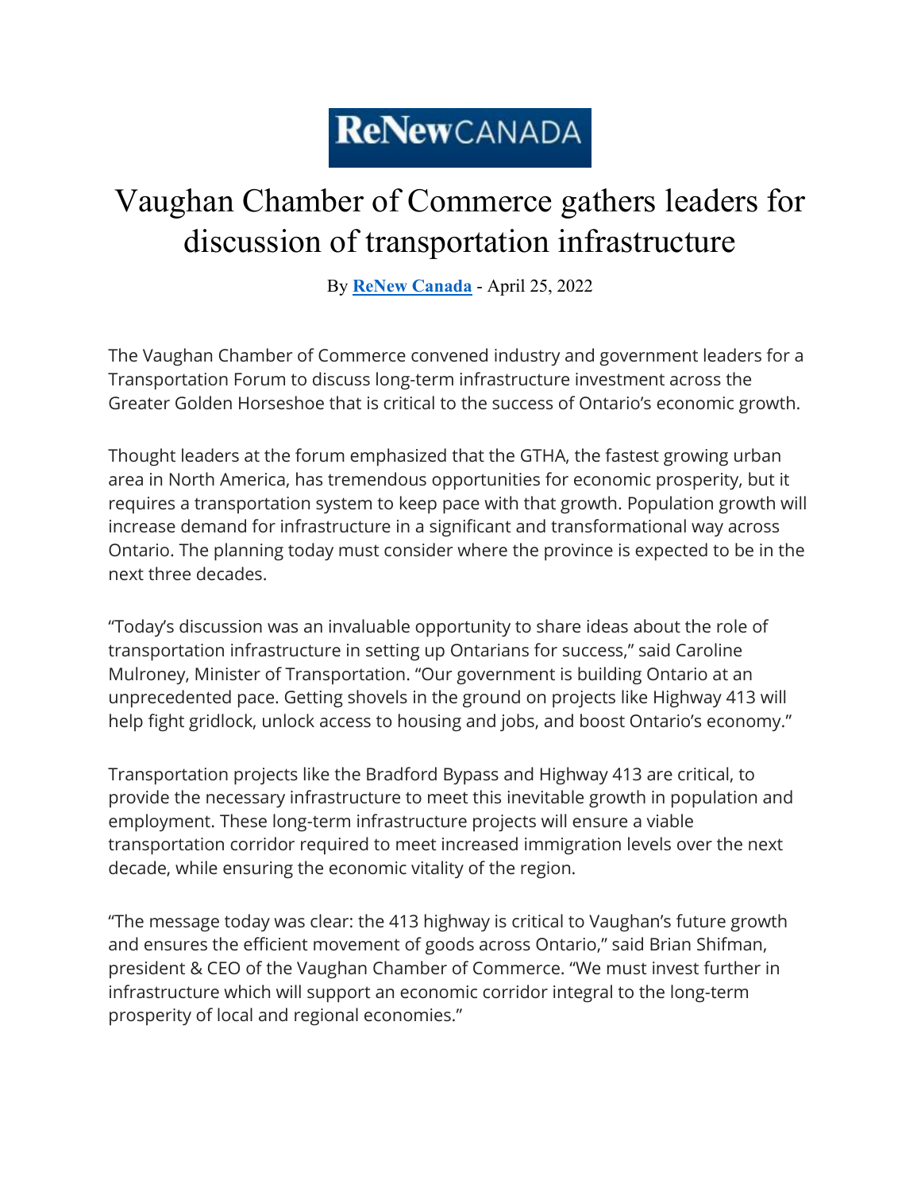**ReNew**CANADA

# Vaughan Chamber of Commerce gathers leaders for discussion of transportation infrastructure

By **ReNew Canada** - April 25, 2022

The Vaughan Chamber of Commerce convened industry and government leaders for a Transportation Forum to discuss long-term infrastructure investment across the Greater Golden Horseshoe that is critical to the success of Ontario's economic growth.

Thought leaders at the forum emphasized that the GTHA, the fastest growing urban area in North America, has tremendous opportunities for economic prosperity, but it requires a transportation system to keep pace with that growth. Population growth will increase demand for infrastructure in a significant and transformational way across Ontario. The planning today must consider where the province is expected to be in the next three decades.

"Today's discussion was an invaluable opportunity to share ideas about the role of transportation infrastructure in setting up Ontarians for success," said Caroline Mulroney, Minister of Transportation. "Our government is building Ontario at an unprecedented pace. Getting shovels in the ground on projects like Highway 413 will help fight gridlock, unlock access to housing and jobs, and boost Ontario's economy."

Transportation projects like the Bradford Bypass and Highway 413 are critical, to provide the necessary infrastructure to meet this inevitable growth in population and employment. These long-term infrastructure projects will ensure a viable transportation corridor required to meet increased immigration levels over the next decade, while ensuring the economic vitality of the region.

"The message today was clear: the 413 highway is critical to Vaughan's future growth and ensures the efficient movement of goods across Ontario," said Brian Shifman, president & CEO of the Vaughan Chamber of Commerce. "We must invest further in infrastructure which will support an economic corridor integral to the long-term prosperity of local and regional economies."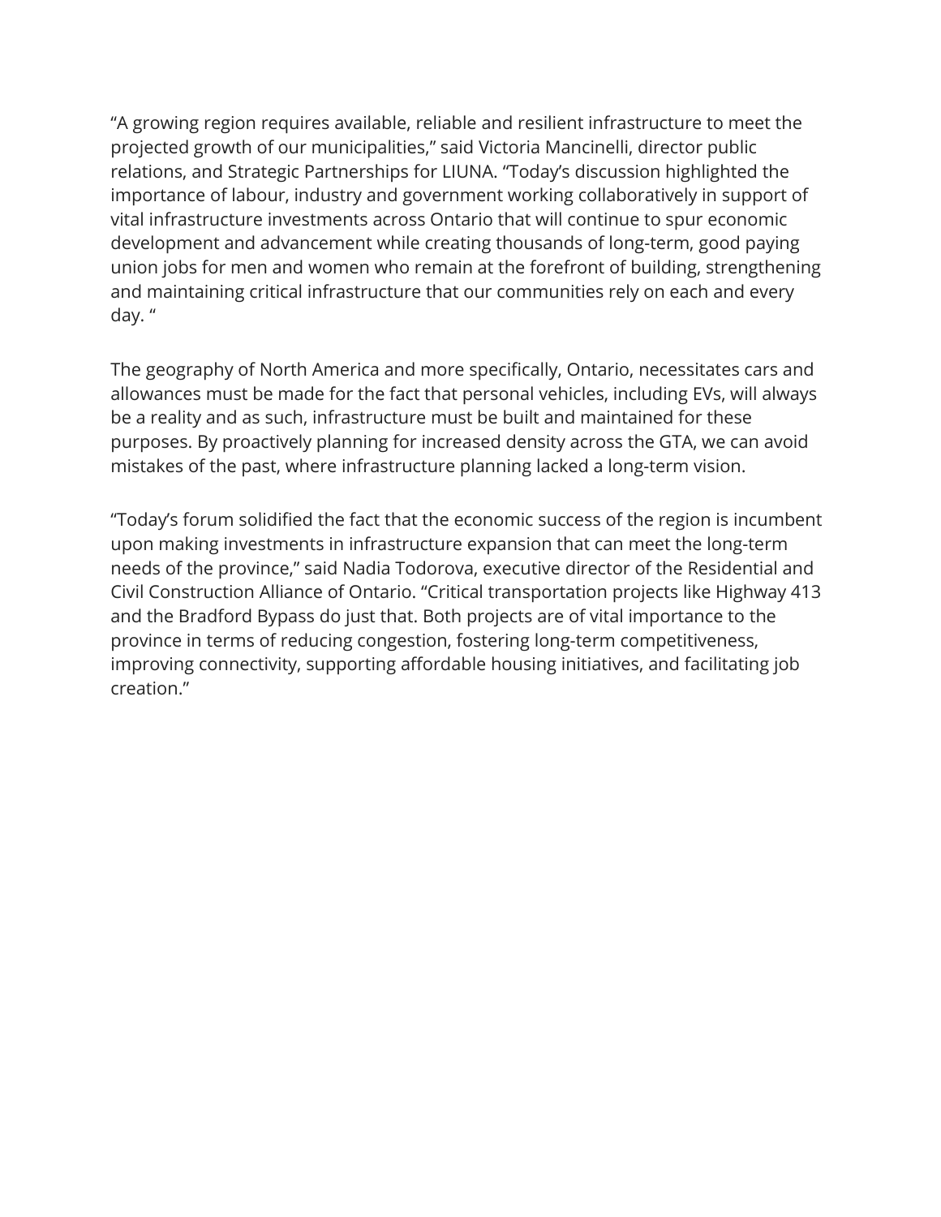“A growing region requires available, reliable and resilient infrastructure to meet the projected growth of our municipalities,” said Victoria Mancinelli, director public relations, and Strategic Partnerships for LIUNA. “Today’s discussion highlighted the importance of labour, industry and government working collaboratively in support of vital infrastructure investments across Ontario that will continue to spur economic development and advancement while creating thousands of long-term, good paying union jobs for men and women who remain at the forefront of building, strengthening and maintaining critical infrastructure that our communities rely on each and every day. “

The geography of North America and more specifically, Ontario, necessitates cars and allowances must be made for the fact that personal vehicles, including EVs, will always be a reality and as such, infrastructure must be built and maintained for these purposes. By proactively planning for increased density across the GTA, we can avoid mistakes of the past, where infrastructure planning lacked a long-term vision.

“Today’s forum solidified the fact that the economic success of the region is incumbent upon making investments in infrastructure expansion that can meet the long-term needs of the province,” said Nadia Todorova, executive director of the Residential and Civil Construction Alliance of Ontario. “Critical transportation projects like Highway 413 and the Bradford Bypass do just that. Both projects are of vital importance to the province in terms of reducing congestion, fostering long-term competitiveness, improving connectivity, supporting affordable housing initiatives, and facilitating job creation.”